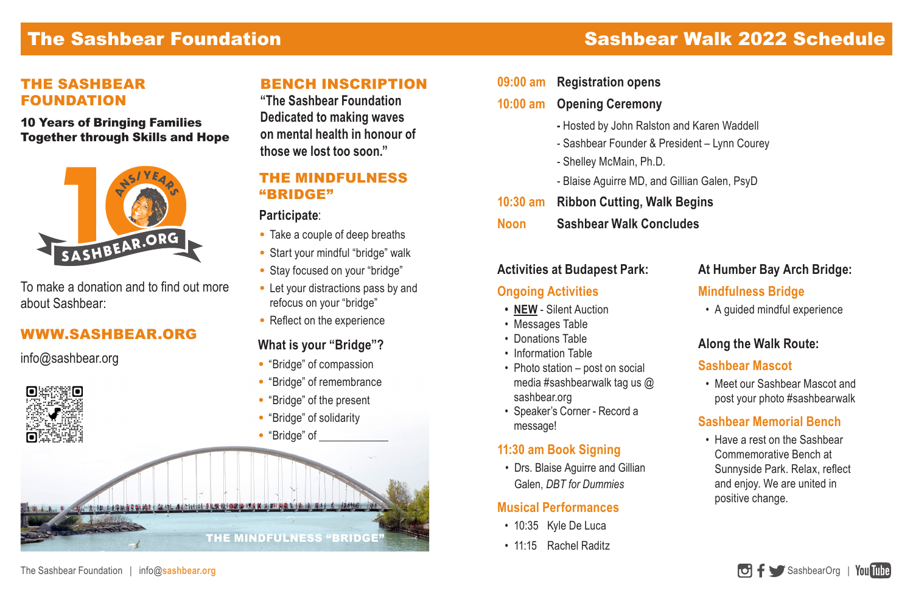# The Sashbear Foundation

# Sashbear Walk 2022 Schedule

## THE SASHBEAR FOUNDATION

**10 Years of Bringing Families Together through Skills and Hope**

To make a donation and to find out more about Sashbear:

## WWW.SASHBEAR.ORG

info@sashbear.org

## BENCH INSCRIPTION

**"The Sashbear Foundation Dedicated to making waves on mental health in honour of those we lost too soon."**

## THE MINDFULNESS "BRIDGE"

**Participate**:

- Take a couple of deep breaths
- Start your mindful "bridge" walk
- Stay focused on your "bridge"
- Let your distractions pass by and refocus on your "bridge"
- Reflect on the experience

### What is your "Bridge"?

- "Bridge" of compassion
- "Bridge" of remembrance
- "Bridge" of the present
- "Bridge" of solidarity
- "Bridge" of ___________

THE MINDFULNESS "BRIDGE"

**09:00 am** **Registration opens**

**10:00 am** **Opening Ceremony**

- Hosted by John Ralston and Karen Waddell
- Sashbear Founder & President – Lynn Courey
- Shelley McMain, Ph.D.
- Blaise Aguirre MD, and Gillian Galen, PsyD

**10:30 am** **Ribbon Cutting, Walk Begins**

**Noon** **Sashbear Walk Concludes**

### Activities at Budapest Park:

#### Ongoing Activities

- **NEW** - Silent Auction
- Messages Table
- Donations Table
- Information Table
- Photo station – post on social media #sashbearwalk tag us @ sashbear.org
- Speaker's Corner - Record a message!

#### 11:30 am Book Signing

- Drs. Blaise Aguirre and Gillian Galen, *DBT for Dummies*

#### Musical Performances

- 10:35 Kyle De Luca
- 11:15 Rachel Raditz

### At Humber Bay Arch Bridge:

#### Mindfulness Bridge

- A guided mindful experience

### Along the Walk Route:

#### Sashbear Mascot

- Meet our Sashbear Mascot and post your photo #sashbearwalk

#### Sashbear Memorial Bench

- Have a rest on the Sashbear Commemorative Bench at Sunnyside Park. Relax, reflect and enjoy. We are united in positive change.

The Sashbear Foundation | info@sashbear.org

SashbearOrg | YouTube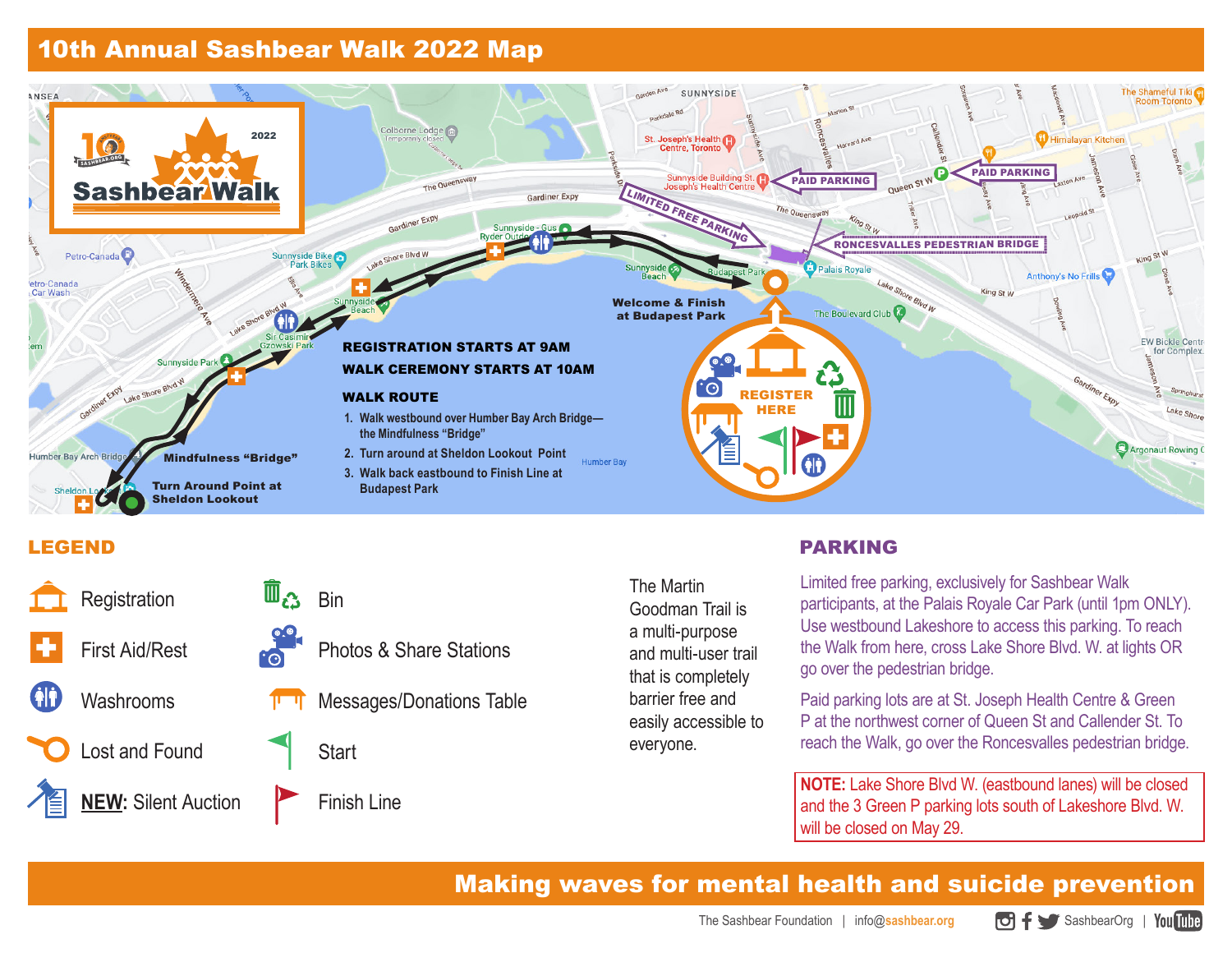# 10th Annual Sashbear Walk 2022 Map

Sashbear Walk 2022

**REGISTRATION STARTS AT 9AM**

**WALK CEREMONY STARTS AT 10AM**

**WALK ROUTE**

1. Walk westbound over Humber Bay Arch Bridge—the Mindfulness "Bridge"
2. Turn around at Sheldon Lookout Point
3. Walk back eastbound to Finish Line at Budapest Park

**Welcome & Finish at Budapest Park**

REGISTER HERE

**Mindfulness "Bridge"**

**Turn Around Point at Sheldon Lookout**

LIMITED FREE PARKING

PAID PARKING

PAID PARKING

RONCESVALLES PEDESTRIAN BRIDGE

## LEGEND

- Registration
- First Aid/Rest
- Washrooms
- Lost and Found
- **NEW**: Silent Auction
- Bin
- Photos & Share Stations
- Messages/Donations Table
- Start
- Finish Line

The Martin Goodman Trail is a multi-purpose and multi-user trail that is completely barrier free and easily accessible to everyone.

## PARKING

Limited free parking, exclusively for Sashbear Walk participants, at the Palais Royale Car Park (until 1pm ONLY). Use westbound Lakeshore to access this parking. To reach the Walk from here, cross Lake Shore Blvd. W. at lights OR go over the pedestrian bridge.

Paid parking lots are at St. Joseph Health Centre & Green P at the northwest corner of Queen St and Callender St. To reach the Walk, go over the Roncesvalles pedestrian bridge.

**NOTE:** Lake Shore Blvd W. (eastbound lanes) will be closed and the 3 Green P parking lots south of Lakeshore Blvd. W. will be closed on May 29.

**Making waves for mental health and suicide prevention**

The Sashbear Foundation | info@sashbear.org | SashbearOrg | YouTube